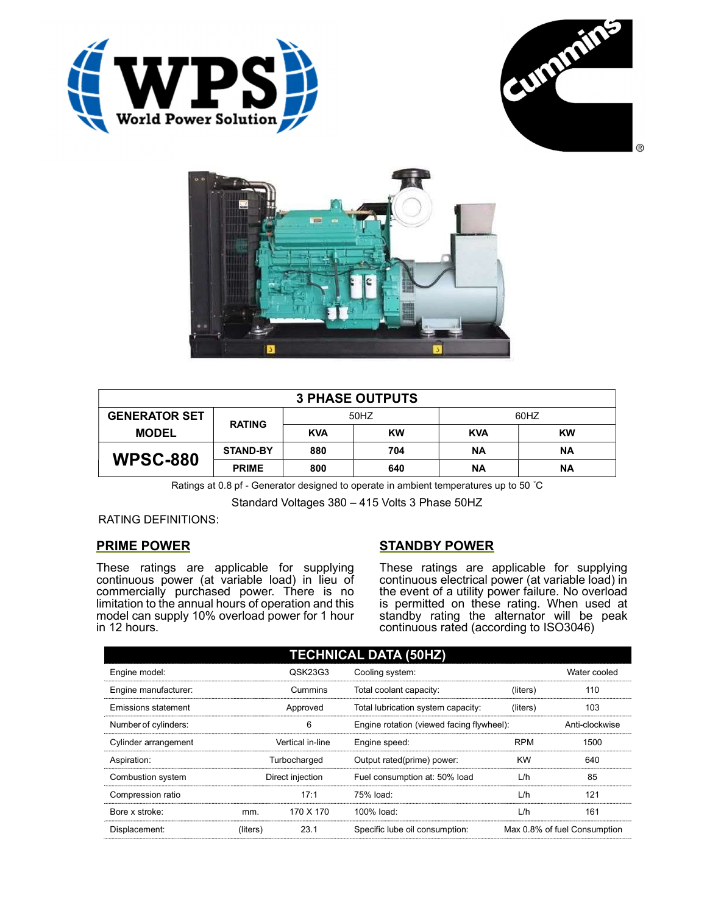| 3 PHASE OUTPUTS | | | | | |
|---|---|---|---|---|---|
| GENERATOR SET MODEL | RATING | 50HZ | | 60HZ | |
| | | KVA | KW | KVA | KW |
| WPSC-880 | STAND-BY | 880 | 704 | NA | NA |
| | PRIME | 800 | 640 | NA | NA |

Ratings at 0.8 pf - Generator designed to operate in ambient temperatures up to 50 ˚C

Standard Voltages 380 – 415 Volts 3 Phase 50HZ

RATING DEFINITIONS:

## PRIME POWER

These ratings are applicable for supplying continuous power (at variable load) in lieu of commercially purchased power. There is no limitation to the annual hours of operation and this model can supply 10% overload power for 1 hour in 12 hours.

## STANDBY POWER

These ratings are applicable for supplying continuous electrical power (at variable load) in the event of a utility power failure. No overload is permitted on these rating. When used at standby rating the alternator will be peak continuous rated (according to ISO3046)

| TECHNICAL DATA (50HZ) | | | | | |
|---|---|---|---|---|---|
| Engine model: | | QSK23G3 | Cooling system: | | Water cooled |
| Engine manufacturer: | | Cummins | Total coolant capacity: | (liters) | 110 |
| Emissions statement | | Approved | Total lubrication system capacity: | (liters) | 103 |
| Number of cylinders: | | 6 | Engine rotation (viewed facing flywheel): | | Anti-clockwise |
| Cylinder arrangement | | Vertical in-line | Engine speed: | RPM | 1500 |
| Aspiration: | | Turbocharged | Output rated(prime) power: | KW | 640 |
| Combustion system | | Direct injection | Fuel consumption at: 50% load | L/h | 85 |
| Compression ratio | | 17:1 | 75% load: | L/h | 121 |
| Bore x stroke: | mm. | 170 X 170 | 100% load: | L/h | 161 |
| Displacement: | (liters) | 23.1 | Specific lube oil consumption: | | Max 0.8% of fuel Consumption |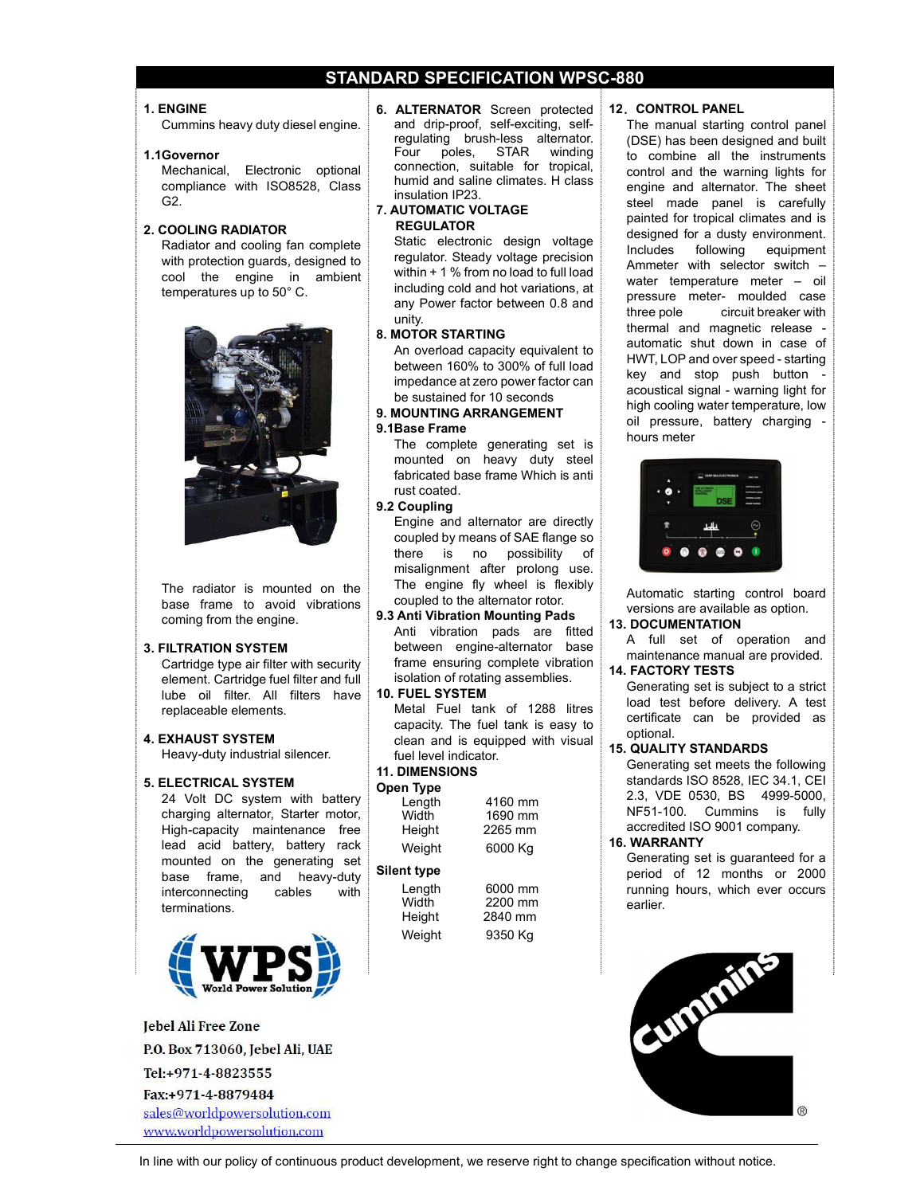# STANDARD SPECIFICATION WPSC-880

## 1. ENGINE

Cummins heavy duty diesel engine.

### 1.1Governor

Mechanical, Electronic optional compliance with ISO8528, Class G2.

## 2. COOLING RADIATOR

Radiator and cooling fan complete with protection guards, designed to cool the engine in ambient temperatures up to 50° C.

The radiator is mounted on the base frame to avoid vibrations coming from the engine.

## 3. FILTRATION SYSTEM

Cartridge type air filter with security element. Cartridge fuel filter and full lube oil filter. All filters have replaceable elements.

## 4. EXHAUST SYSTEM

Heavy-duty industrial silencer.

## 5. ELECTRICAL SYSTEM

24 Volt DC system with battery charging alternator, Starter motor, High-capacity maintenance free lead acid battery, battery rack mounted on the generating set base frame, and heavy-duty interconnecting cables with terminations.

Jebel Ali Free Zone
P.O. Box 713060, Jebel Ali, UAE
Tel:+971-4-8823555
Fax:+971-4-8879484
sales@worldpowersolution.com
www.worldpowersolution.com

## 6. ALTERNATOR

Screen protected and drip-proof, self-exciting, self-regulating brush-less alternator. Four poles, STAR winding connection, suitable for tropical, humid and saline climates. H class insulation IP23.

## 7. AUTOMATIC VOLTAGE REGULATOR

Static electronic design voltage regulator. Steady voltage precision within + 1 % from no load to full load including cold and hot variations, at any Power factor between 0.8 and unity.

## 8. MOTOR STARTING

An overload capacity equivalent to between 160% to 300% of full load impedance at zero power factor can be sustained for 10 seconds

## 9. MOUNTING ARRANGEMENT

### 9.1Base Frame

The complete generating set is mounted on heavy duty steel fabricated base frame Which is anti rust coated.

### 9.2 Coupling

Engine and alternator are directly coupled by means of SAE flange so there is no possibility of misalignment after prolong use. The engine fly wheel is flexibly coupled to the alternator rotor.

### 9.3 Anti Vibration Mounting Pads

Anti vibration pads are fitted between engine-alternator base frame ensuring complete vibration isolation of rotating assemblies.

## 10. FUEL SYSTEM

Metal Fuel tank of 1288 litres capacity. The fuel tank is easy to clean and is equipped with visual fuel level indicator.

## 11. DIMENSIONS

**Open Type**

| | |
|---|---|
| Length | 4160 mm |
| Width | 1690 mm |
| Height | 2265 mm |
| Weight | 6000 Kg |

**Silent type**

| | |
|---|---|
| Length | 6000 mm |
| Width | 2200 mm |
| Height | 2840 mm |
| Weight | 9350 Kg |

## 12. CONTROL PANEL

The manual starting control panel (DSE) has been designed and built to combine all the instruments control and the warning lights for engine and alternator. The sheet steel made panel is carefully painted for tropical climates and is designed for a dusty environment. Includes following equipment Ammeter with selector switch – water temperature meter – oil pressure meter- moulded case three pole circuit breaker with thermal and magnetic release - automatic shut down in case of HWT, LOP and over speed - starting key and stop push button - acoustical signal - warning light for high cooling water temperature, low oil pressure, battery charging - hours meter

Automatic starting control board versions are available as option.

## 13. DOCUMENTATION

A full set of operation and maintenance manual are provided.

## 14. FACTORY TESTS

Generating set is subject to a strict load test before delivery. A test certificate can be provided as optional.

## 15. QUALITY STANDARDS

Generating set meets the following standards ISO 8528, IEC 34.1, CEI 2.3, VDE 0530, BS 4999-5000, NF51-100. Cummins is fully accredited ISO 9001 company.

## 16. WARRANTY

Generating set is guaranteed for a period of 12 months or 2000 running hours, which ever occurs earlier.

In line with our policy of continuous product development, we reserve right to change specification without notice.